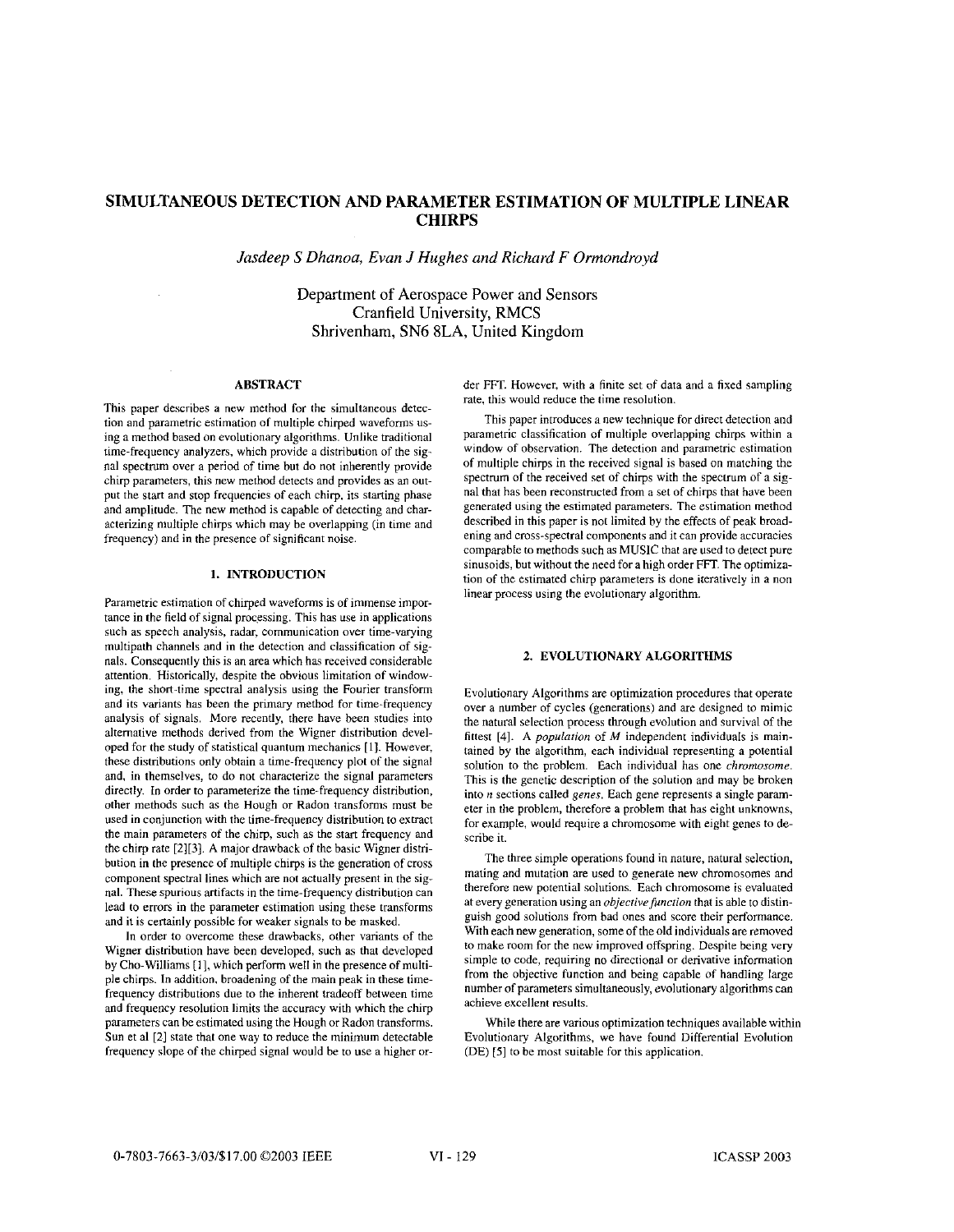# SIMULTANEOUS DETECTION AND PARAMETER ESTIMATION OF MULTIPLE LINEAR CHIRPS

*Jasdeep S Dhanoa, Evan J Hughes and Richard F Ormondroyd*

Department of Aerospace Power and Sensors
Cranfield University, RMCS
Shrivenham, SN6 8LA, United Kingdom

## ABSTRACT

This paper describes a new method for the simultaneous detection and parametric estimation of multiple chirped waveforms using a method based on evolutionary algorithms. Unlike traditional time-frequency analyzers, which provide a distribution of the signal spectrum over a period of time but do not inherently provide chirp parameters, this new method detects and provides as an output the start and stop frequencies of each chirp, its starting phase and amplitude. The new method is capable of detecting and characterizing multiple chirps which may be overlapping (in time and frequency) and in the presence of significant noise.

## 1. INTRODUCTION

Parametric estimation of chirped waveforms is of immense importance in the field of signal processing. This has use in applications such as speech analysis, radar, communication over time-varying multipath channels and in the detection and classification of signals. Consequently this is an area which has received considerable attention. Historically, despite the obvious limitation of windowing, the short-time spectral analysis using the Fourier transform and its variants has been the primary method for time-frequency analysis of signals. More recently, there have been studies into alternative methods derived from the Wigner distribution developed for the study of statistical quantum mechanics [1]. However, these distributions only obtain a time-frequency plot of the signal and, in themselves, to do not characterize the signal parameters directly. In order to parameterize the time-frequency distribution, other methods such as the Hough or Radon transforms must be used in conjunction with the time-frequency distribution to extract the main parameters of the chirp, such as the start frequency and the chirp rate [2][3]. A major drawback of the basic Wigner distribution in the presence of multiple chirps is the generation of cross component spectral lines which are not actually present in the signal. These spurious artifacts in the time-frequency distribution can lead to errors in the parameter estimation using these transforms and it is certainly possible for weaker signals to be masked.

In order to overcome these drawbacks, other variants of the Wigner distribution have been developed, such as that developed by Cho-Williams [1], which perform well in the presence of multiple chirps. In addition, broadening of the main peak in these time-frequency distributions due to the inherent tradeoff between time and frequency resolution limits the accuracy with which the chirp parameters can be estimated using the Hough or Radon transforms. Sun et al [2] state that one way to reduce the minimum detectable frequency slope of the chirped signal would be to use a higher order FFT. However, with a finite set of data and a fixed sampling rate, this would reduce the time resolution.

This paper introduces a new technique for direct detection and parametric classification of multiple overlapping chirps within a window of observation. The detection and parametric estimation of multiple chirps in the received signal is based on matching the spectrum of the received set of chirps with the spectrum of a signal that has been reconstructed from a set of chirps that have been generated using the estimated parameters. The estimation method described in this paper is not limited by the effects of peak broadening and cross-spectral components and it can provide accuracies comparable to methods such as MUSIC that are used to detect pure sinusoids, but without the need for a high order FFT. The optimization of the estimated chirp parameters is done iteratively in a non linear process using the evolutionary algorithm.

## 2. EVOLUTIONARY ALGORITHMS

Evolutionary Algorithms are optimization procedures that operate over a number of cycles (generations) and are designed to mimic the natural selection process through evolution and survival of the fittest [4]. A *population* of $M$ independent individuals is maintained by the algorithm, each individual representing a potential solution to the problem. Each individual has one *chromosome*. This is the genetic description of the solution and may be broken into $n$ sections called *genes*. Each gene represents a single parameter in the problem, therefore a problem that has eight unknowns, for example, would require a chromosome with eight genes to describe it.

The three simple operations found in nature, natural selection, mating and mutation are used to generate new chromosomes and therefore new potential solutions. Each chromosome is evaluated at every generation using an *objective function* that is able to distinguish good solutions from bad ones and score their performance. With each new generation, some of the old individuals are removed to make room for the new improved offspring. Despite being very simple to code, requiring no directional or derivative information from the objective function and being capable of handling large number of parameters simultaneously, evolutionary algorithms can achieve excellent results.

While there are various optimization techniques available within Evolutionary Algorithms, we have found Differential Evolution (DE) [5] to be most suitable for this application.

0-7803-7663-3/03/$17.00 ©2003 IEEE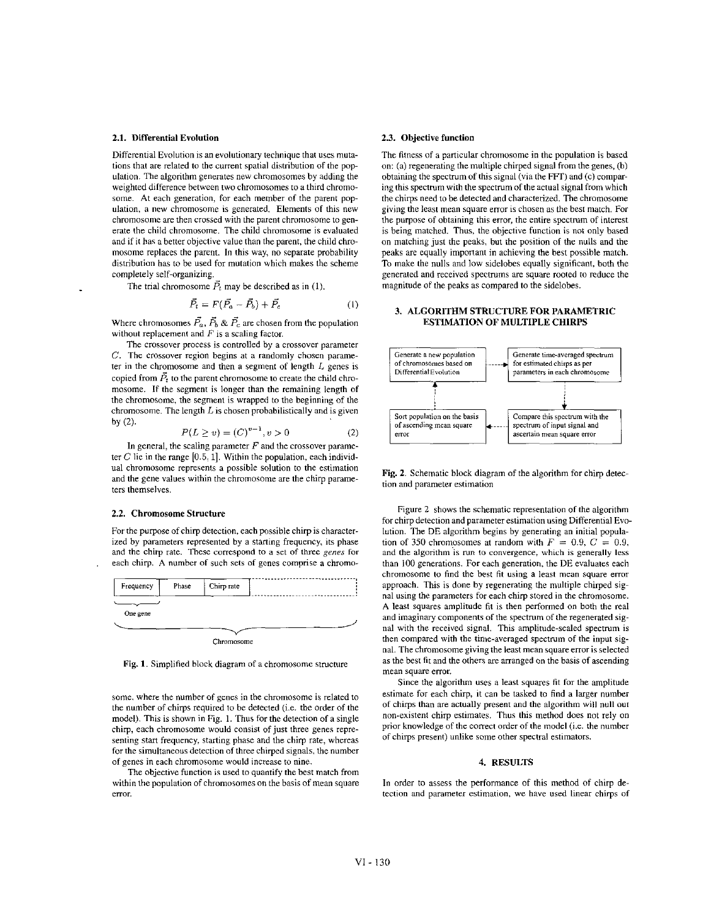### 2.1. Differential Evolution

Differential Evolution is an evolutionary technique that uses mutations that are related to the current spatial distribution of the population. The algorithm generates new chromosomes by adding the weighted difference between two chromosomes to a third chromosome. At each generation, for each member of the parent population, a new chromosome is generated. Elements of this new chromosome are then crossed with the parent chromosome to generate the child chromosome. The child chromosome is evaluated and if it has a better objective value than the parent, the child chromosome replaces the parent. In this way, no separate probability distribution has to be used for mutation which makes the scheme completely self-organizing.

The trial chromosome $\vec{P}_t$ may be described as in (1).

$$\vec{P}_t = F(\vec{P}_a - \vec{P}_b) + \vec{P}_c \quad (1)$$

Where chromosomes $\vec{P}_a$, $\vec{P}_b$ & $\vec{P}_c$ are chosen from the population without replacement and $F$ is a scaling factor.

The crossover process is controlled by a crossover parameter $C$. The crossover region begins at a randomly chosen parameter in the chromosome and then a segment of length $L$ genes is copied from $\vec{P}_t$ to the parent chromosome to create the child chromosome. If the segment is longer than the remaining length of the chromosome, the segment is wrapped to the beginning of the chromosome. The length $L$ is chosen probabilistically and is given by (2).

$$P(L \geq v) = (C)^{v-1}, v > 0 \quad (2)$$

In general, the scaling parameter $F$ and the crossover parameter $C$ lie in the range $[0.5, 1]$. Within the population, each individual chromosome represents a possible solution to the estimation and the gene values within the chromosome are the chirp parameters themselves.

### 2.2. Chromosome Structure

For the purpose of chirp detection, each possible chirp is characterized by parameters represented by a starting frequency, its phase and the chirp rate. These correspond to a set of three *genes* for each chirp. A number of such sets of genes comprise a chromosome, where the number of genes in the chromosome is related to the number of chirps required to be detected (i.e. the order of the model). This is shown in Fig. 1. Thus for the detection of a single chirp, each chromosome would consist of just three genes representing start frequency, starting phase and the chirp rate, whereas for the simultaneous detection of three chirped signals, the number of genes in each chromosome would increase to nine.

| Frequency | Phase | Chirp rate | ... |
|---|---|---|---|

One gene — Chromosome

Fig. 1. Simplified block diagram of a chromosome structure

The objective function is used to quantify the best match from within the population of chromosomes on the basis of mean square error.

### 2.3. Objective function

The fitness of a particular chromosome in the population is based on: (a) regenerating the multiple chirped signal from the genes, (b) obtaining the spectrum of this signal (via the FFT) and (c) comparing this spectrum with the spectrum of the actual signal from which the chirps need to be detected and characterized. The chromosome giving the least mean square error is chosen as the best match. For the purpose of obtaining this error, the entire spectrum of interest is being matched. Thus, the objective function is not only based on matching just the peaks, but the position of the nulls and the peaks are equally important in achieving the best possible match. To make the nulls and low sidelobes equally significant, both the generated and received spectrums are square rooted to reduce the magnitude of the peaks as compared to the sidelobes.

## 3. ALGORITHM STRUCTURE FOR PARAMETRIC ESTIMATION OF MULTIPLE CHIRPS

Generate a new population of chromosomes based on Differential Evolution → Generate time-averaged spectrum for estimated chirps as per parameters in each chromosome → Compare this spectrum with the spectrum of input signal and ascertain mean square error → Sort population on the basis of ascending mean square error → (back to start)

Fig. 2. Schematic block diagram of the algorithm for chirp detection and parameter estimation

Figure 2 shows the schematic representation of the algorithm for chirp detection and parameter estimation using Differential Evolution. The DE algorithm begins by generating an initial population of 350 chromosomes at random with $F = 0.9$, $C = 0.9$, and the algorithm is run to convergence, which is generally less than 100 generations. For each generation, the DE evaluates each chromosome to find the best fit using a least mean square error approach. This is done by regenerating the multiple chirped signal using the parameters for each chirp stored in the chromosome. A least squares amplitude fit is then performed on both the real and imaginary components of the spectrum of the regenerated signal with the received signal. This amplitude-scaled spectrum is then compared with the time-averaged spectrum of the input signal. The chromosome giving the least mean square error is selected as the best fit and the others are arranged on the basis of ascending mean square error.

Since the algorithm uses a least squares fit for the amplitude estimate for each chirp, it can be tasked to find a larger number of chirps than are actually present and the algorithm will null out non-existent chirp estimates. Thus this method does not rely on prior knowledge of the correct order of the model (i.e. the number of chirps present) unlike some other spectral estimators.

## 4. RESULTS

In order to assess the performance of this method of chirp detection and parameter estimation, we have used linear chirps of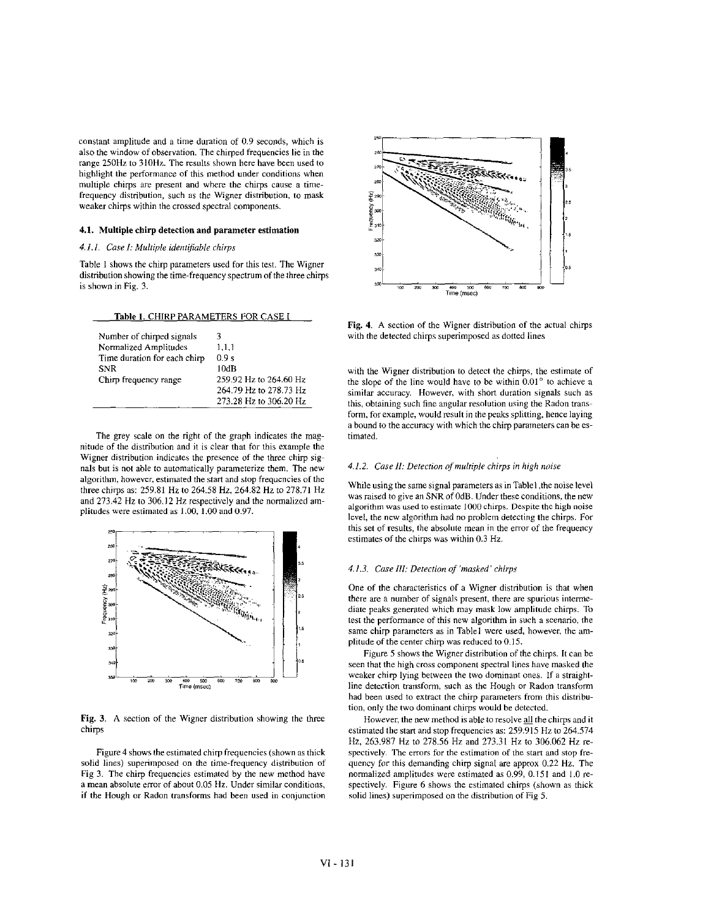constant amplitude and a time duration of 0.9 seconds, which is also the window of observation. The chirped frequencies lie in the range 250Hz to 310Hz. The results shown here have been used to highlight the performance of this method under conditions when multiple chirps are present and where the chirps cause a time-frequency distribution, such as the Wigner distribution, to mask weaker chirps within the crossed spectral components.

### 4.1. Multiple chirp detection and parameter estimation

#### *4.1.1. Case I: Multiple identifiable chirps*

Table 1 shows the chirp parameters used for this test. The Wigner distribution showing the time-frequency spectrum of the three chirps is shown in Fig. 3.

**Table 1.** CHIRP PARAMETERS FOR CASE I

| | |
|---|---|
| Number of chirped signals | 3 |
| Normalized Amplitudes | 1,1,1 |
| Time duration for each chirp | 0.9 s |
| SNR | 10dB |
| Chirp frequency range | 259.92 Hz to 264.60 Hz |
| | 264.79 Hz to 278.73 Hz |
| | 273.28 Hz to 306.20 Hz |

The grey scale on the right of the graph indicates the magnitude of the distribution and it is clear that for this example the Wigner distribution indicates the presence of the three chirp signals but is not able to automatically parameterize them. The new algorithm, however, estimated the start and stop frequencies of the three chirps as: 259.81 Hz to 264.58 Hz, 264.82 Hz to 278.71 Hz and 273.42 Hz to 306.12 Hz respectively and the normalized amplitudes were estimated as 1.00, 1.00 and 0.97.

**Fig. 3.** A section of the Wigner distribution showing the three chirps

Figure 4 shows the estimated chirp frequencies (shown as thick solid lines) superimposed on the time-frequency distribution of Fig 3. The chirp frequencies estimated by the new method have a mean absolute error of about 0.05 Hz. Under similar conditions, if the Hough or Radon transforms had been used in conjunction with the Wigner distribution to detect the chirps, the estimate of the slope of the line would have to be within 0.01° to achieve a similar accuracy. However, with short duration signals such as this, obtaining such fine angular resolution using the Radon transform, for example, would result in the peaks splitting, hence laying a bound to the accuracy with which the chirp parameters can be estimated.

**Fig. 4.** A section of the Wigner distribution of the actual chirps with the detected chirps superimposed as dotted lines

#### *4.1.2. Case II: Detection of multiple chirps in high noise*

While using the same signal parameters as in Table1 ,the noise level was raised to give an SNR of 0dB. Under these conditions, the new algorithm was used to estimate 1000 chirps. Despite the high noise level, the new algorithm had no problem detecting the chirps. For this set of results, the absolute mean in the error of the frequency estimates of the chirps was within 0.3 Hz.

#### *4.1.3. Case III: Detection of 'masked' chirps*

One of the characteristics of a Wigner distribution is that when there are a number of signals present, there are spurious intermediate peaks generated which may mask low amplitude chirps. To test the performance of this new algorithm in such a scenario, the same chirp parameters as in Table1 were used, however, the amplitude of the center chirp was reduced to 0.15.

Figure 5 shows the Wigner distribution of the chirps. It can be seen that the high cross component spectral lines have masked the weaker chirp lying between the two dominant ones. If a straight-line detection transform, such as the Hough or Radon transform had been used to extract the chirp parameters from this distribution, only the two dominant chirps would be detected.

However, the new method is able to resolve all the chirps and it estimated the start and stop frequencies as: 259.915 Hz to 264.574 Hz, 263.987 Hz to 278.56 Hz and 273.31 Hz to 306.062 Hz respectively. The errors for the estimation of the start and stop frequency for this demanding chirp signal are approx 0.22 Hz. The normalized amplitudes were estimated as 0.99, 0.151 and 1.0 respectively. Figure 6 shows the estimated chirps (shown as thick solid lines) superimposed on the distribution of Fig 5.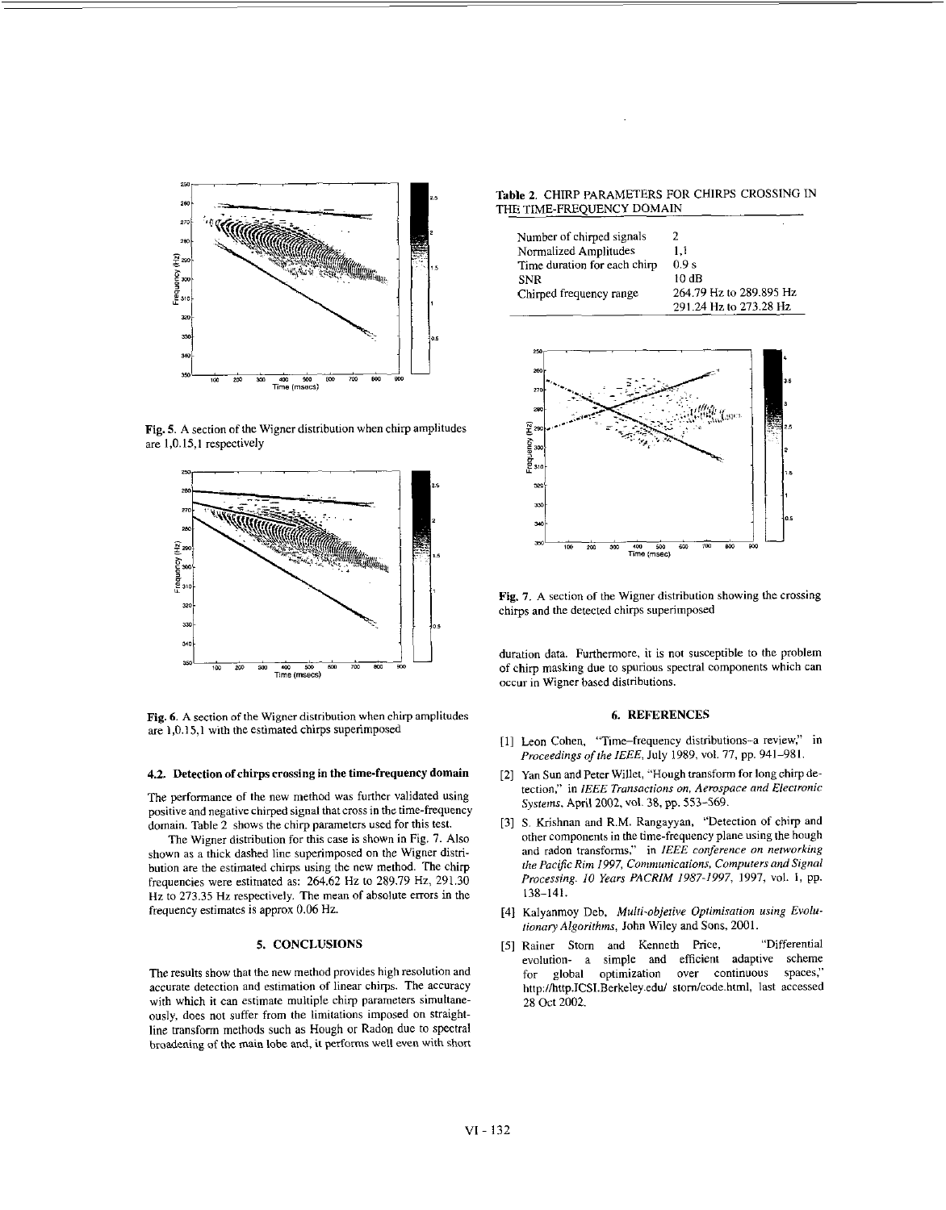250
260
270
280
290
300
310
320
330
340
350
Frequency (Hz)
100 200 300 400 500 600 700 800 900
Time (msecs)
2.5
2
1.5
1
0.5

**Fig. 5.** A section of the Wigner distribution when chirp amplitudes are 1,0.15,1 respectively

250
260
270
280
290
300
310
320
330
340
350
Frequency (Hz)
100 200 300 400 500 600 700 800 900
Time (msecs)
2.5
2
1.5
1
0.5

**Fig. 6.** A section of the Wigner distribution when chirp amplitudes are 1,0.15,1 with the estimated chirps superimposed

### 4.2. Detection of chirps crossing in the time-frequency domain

The performance of the new method was further validated using positive and negative chirped signal that cross in the time-frequency domain. Table 2 shows the chirp parameters used for this test.

The Wigner distribution for this case is shown in Fig. 7. Also shown as a thick dashed line superimposed on the Wigner distribution are the estimated chirps using the new method. The chirp frequencies were estimated as: 264.62 Hz to 289.79 Hz, 291.30 Hz to 273.35 Hz respectively. The mean of absolute errors in the frequency estimates is approx 0.06 Hz.

**Table 2.** CHIRP PARAMETERS FOR CHIRPS CROSSING IN THE TIME-FREQUENCY DOMAIN

| | |
|---|---|
| Number of chirped signals | 2 |
| Normalized Amplitudes | 1,1 |
| Time duration for each chirp | 0.9 s |
| SNR | 10 dB |
| Chirped frequency range | 264.79 Hz to 289.895 Hz<br>291.24 Hz to 273.28 Hz |

250
260
270
280
290
300
310
320
330
340
350
Frequency (Hz)
100 200 300 400 500 600 700 800 900
Time (msec)
4
3.5
3
2.5
2
1.5
1
0.5

**Fig. 7.** A section of the Wigner distribution showing the crossing chirps and the detected chirps superimposed

## 5. CONCLUSIONS

The results show that the new method provides high resolution and accurate detection and estimation of linear chirps. The accuracy with which it can estimate multiple chirp parameters simultaneously, does not suffer from the limitations imposed on straight-line transform methods such as Hough or Radon due to spectral broadening of the main lobe and, it performs well even with short duration data. Furthermore, it is not susceptible to the problem of chirp masking due to spurious spectral components which can occur in Wigner based distributions.

## 6. REFERENCES

[1] Leon Cohen, "Time-frequency distributions–a review," in *Proceedings of the IEEE*, July 1989, vol. 77, pp. 941–981.

[2] Yan Sun and Peter Willet, "Hough transform for long chirp detection," in *IEEE Transactions on, Aerospace and Electronic Systems*, April 2002, vol. 38, pp. 553–569.

[3] S. Krishnan and R.M. Rangayyan, "Detection of chirp and other components in the time-frequency plane using the hough and radon transforms," in *IEEE conference on networking the Pacific Rim 1997, Communications, Computers and Signal Processing. 10 Years PACRIM 1987-1997*, 1997, vol. 1, pp. 138–141.

[4] Kalyanmoy Deb, *Multi-objetive Optimisation using Evolutionary Algorithms*, John Wiley and Sons, 2001.

[5] Rainer Storn and Kenneth Price, "Differential evolution- a simple and efficient adaptive scheme for global optimization over continuous spaces," http://http.ICSI.Berkeley.edu/ storn/code.html, last accessed 28 Oct 2002.